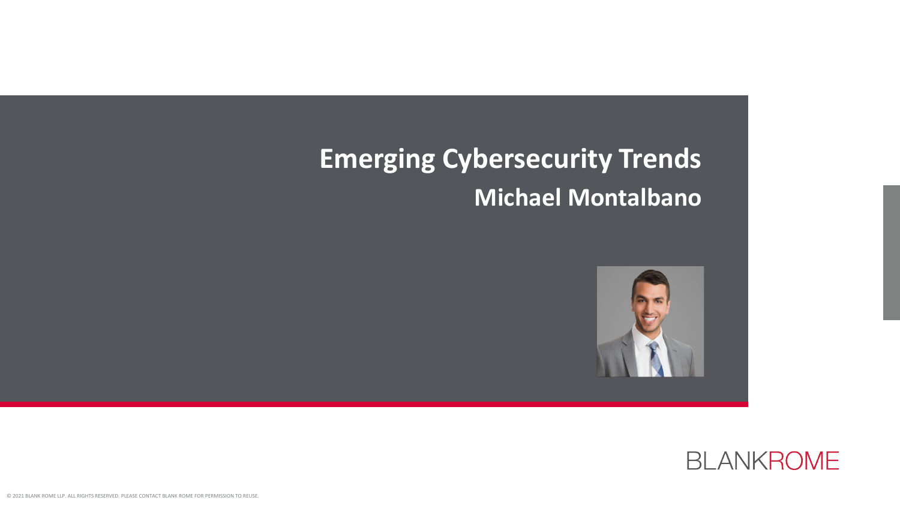# Emerging Cybersecurity Trends

## Michael Montalbano

BLANKROME

© 2021 BLANK ROME LLP. ALL RIGHTS RESERVED. PLEASE CONTACT BLANK ROME FOR PERMISSION TO REUSE.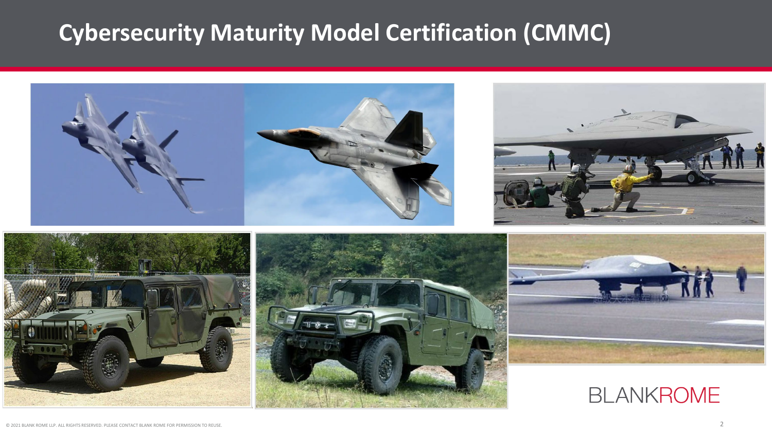# Cybersecurity Maturity Model Certification (CMMC)

BLANKROME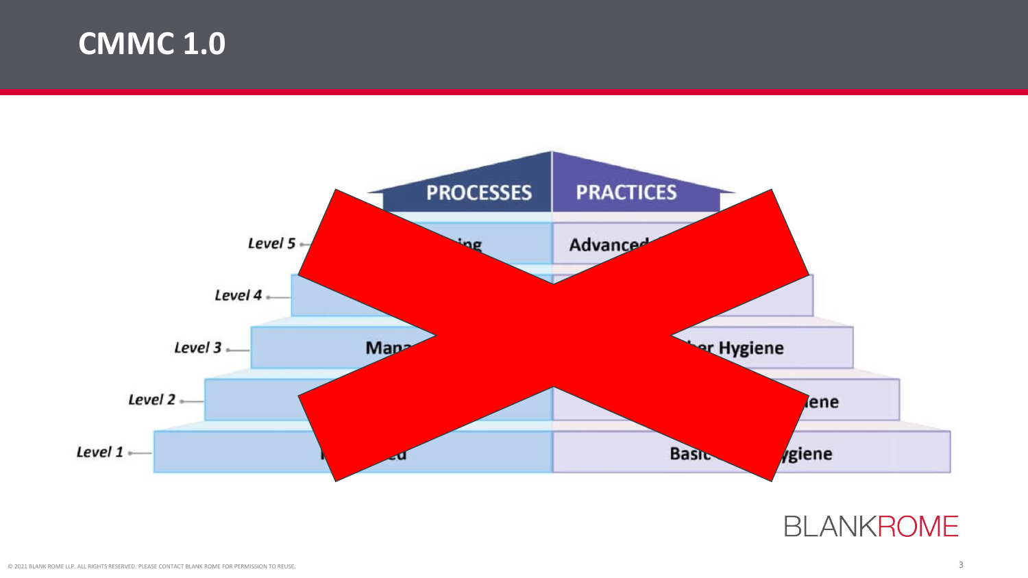# CMMC 1.0

PROCESSES | PRACTICES

Level 5 — ...ing | Advanced...

Level 4 —

Level 3 — Man... | ...er Hygiene

Level 2 — | ...iene

Level 1 — ...d | Basic ...ygiene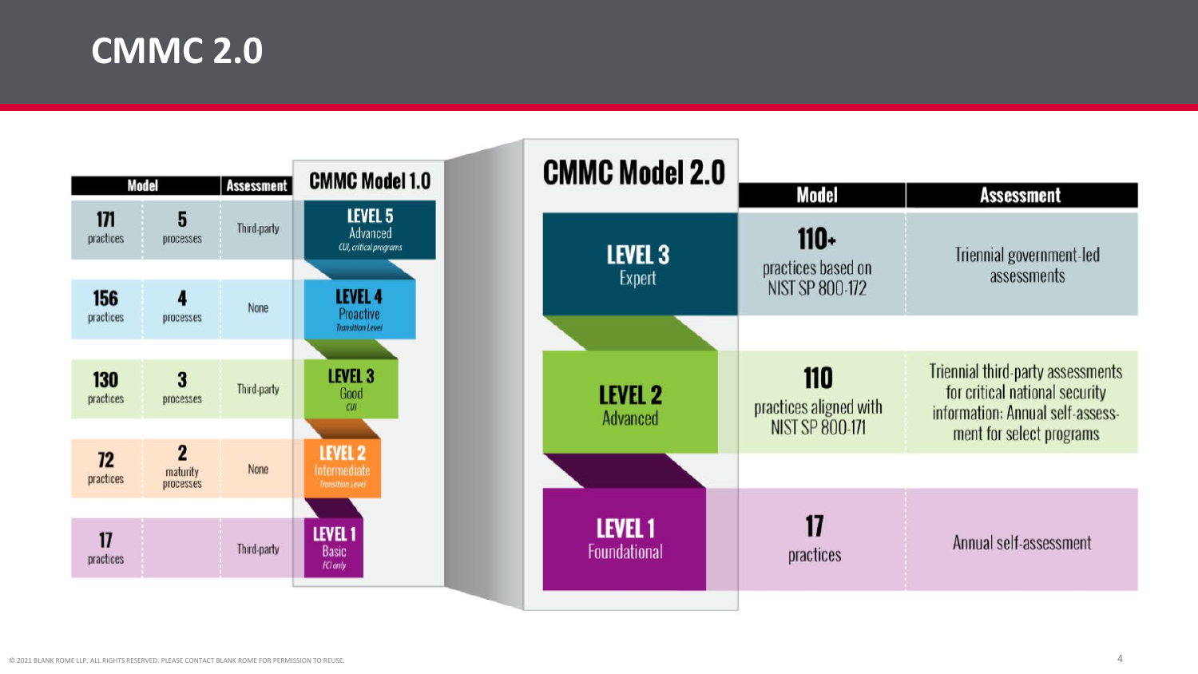# CMMC 2.0

## CMMC Model 1.0

| Model | | Assessment | CMMC Model 1.0 |
|---|---|---|---|
| 171 practices | 5 processes | Third-party | LEVEL 5 Advanced *CUI, critical programs* |
| 156 practices | 4 processes | None | LEVEL 4 Proactive *Transition Level* |
| 130 practices | 3 processes | Third-party | LEVEL 3 Good *CUI* |
| 72 practices | 2 maturity processes | None | LEVEL 2 Intermediate *Transition Level* |
| 17 practices | | Third-party | LEVEL 1 Basic *FCI only* |

## CMMC Model 2.0

| CMMC Model 2.0 | Model | Assessment |
|---|---|---|
| LEVEL 3 Expert | 110+ practices based on NIST SP 800-172 | Triennial government-led assessments |
| LEVEL 2 Advanced | 110 practices aligned with NIST SP 800-171 | Triennial third-party assessments for critical national security information; Annual self-assessment for select programs |
| LEVEL 1 Foundational | 17 practices | Annual self-assessment |

© 2021 BLANK ROME LLP. ALL RIGHTS RESERVED. PLEASE CONTACT BLANK ROME FOR PERMISSION TO REUSE.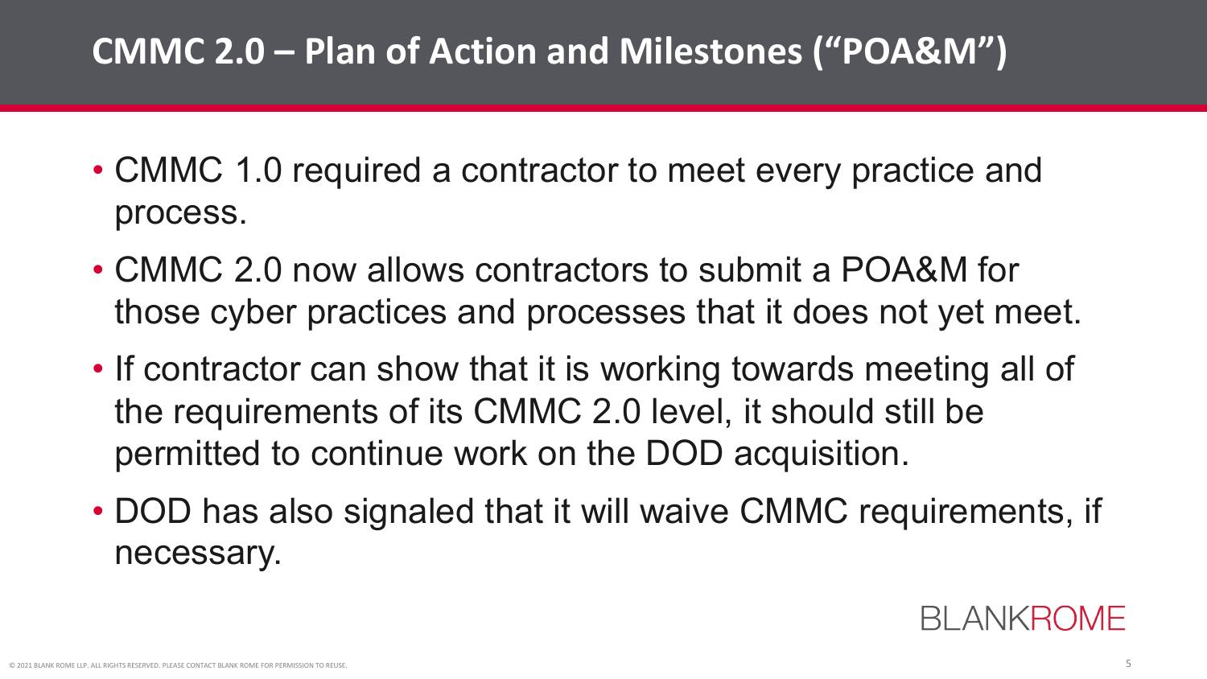# CMMC 2.0 – Plan of Action and Milestones ("POA&M")

- CMMC 1.0 required a contractor to meet every practice and process.
- CMMC 2.0 now allows contractors to submit a POA&M for those cyber practices and processes that it does not yet meet.
- If contractor can show that it is working towards meeting all of the requirements of its CMMC 2.0 level, it should still be permitted to continue work on the DOD acquisition.
- DOD has also signaled that it will waive CMMC requirements, if necessary.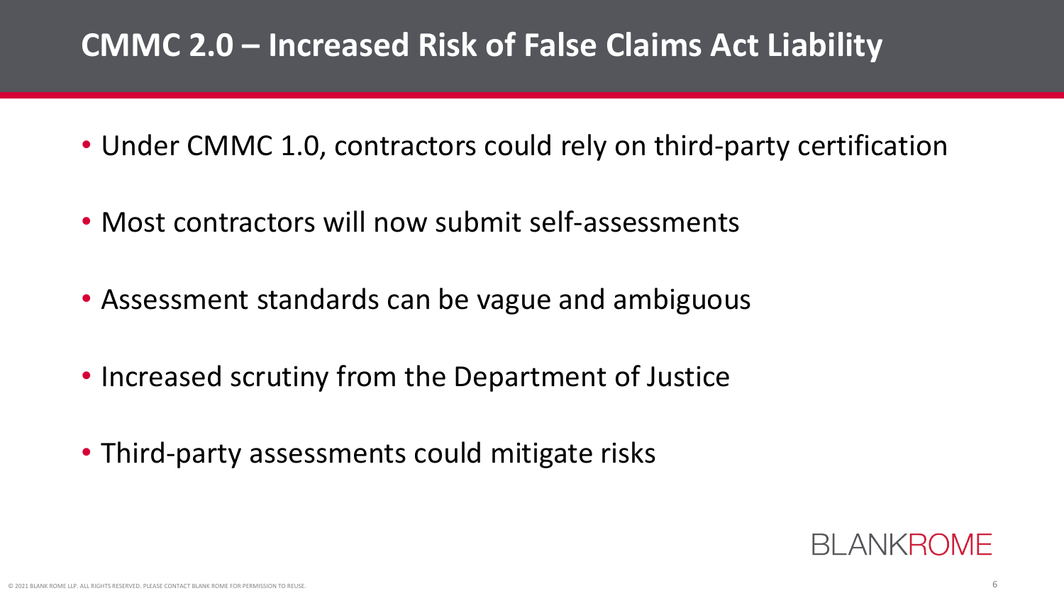# CMMC 2.0 – Increased Risk of False Claims Act Liability

- Under CMMC 1.0, contractors could rely on third-party certification
- Most contractors will now submit self-assessments
- Assessment standards can be vague and ambiguous
- Increased scrutiny from the Department of Justice
- Third-party assessments could mitigate risks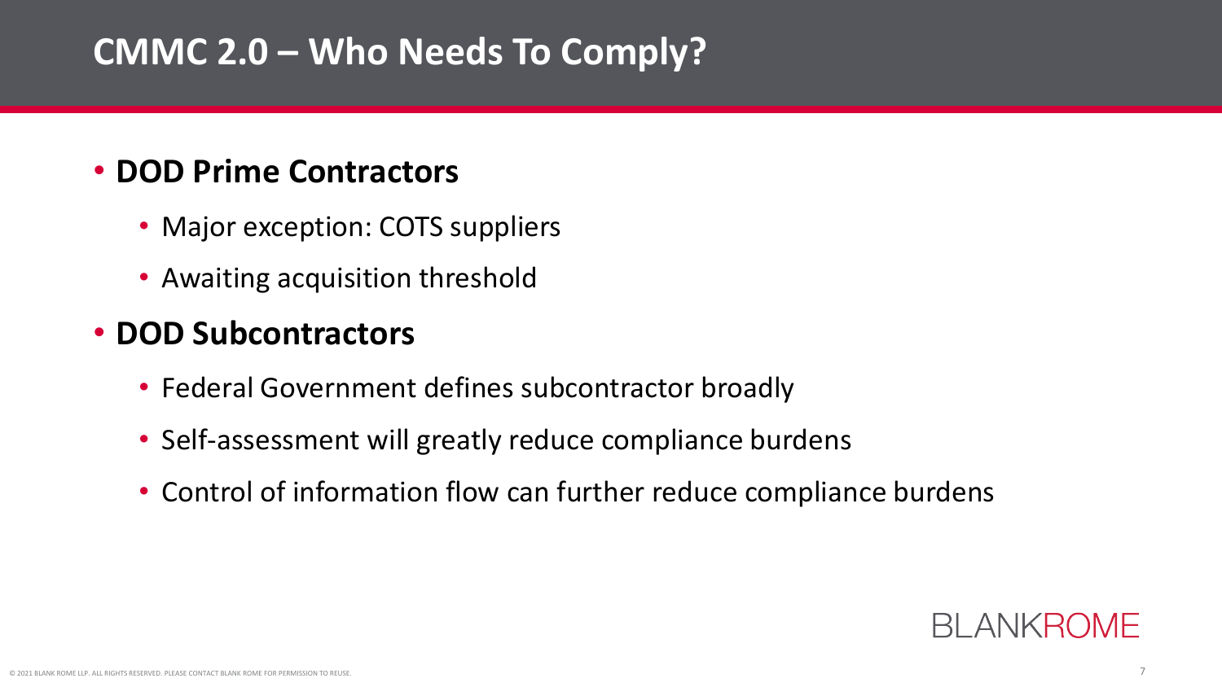# CMMC 2.0 – Who Needs To Comply?

- **DOD Prime Contractors**
  - Major exception: COTS suppliers
  - Awaiting acquisition threshold
- **DOD Subcontractors**
  - Federal Government defines subcontractor broadly
  - Self-assessment will greatly reduce compliance burdens
  - Control of information flow can further reduce compliance burdens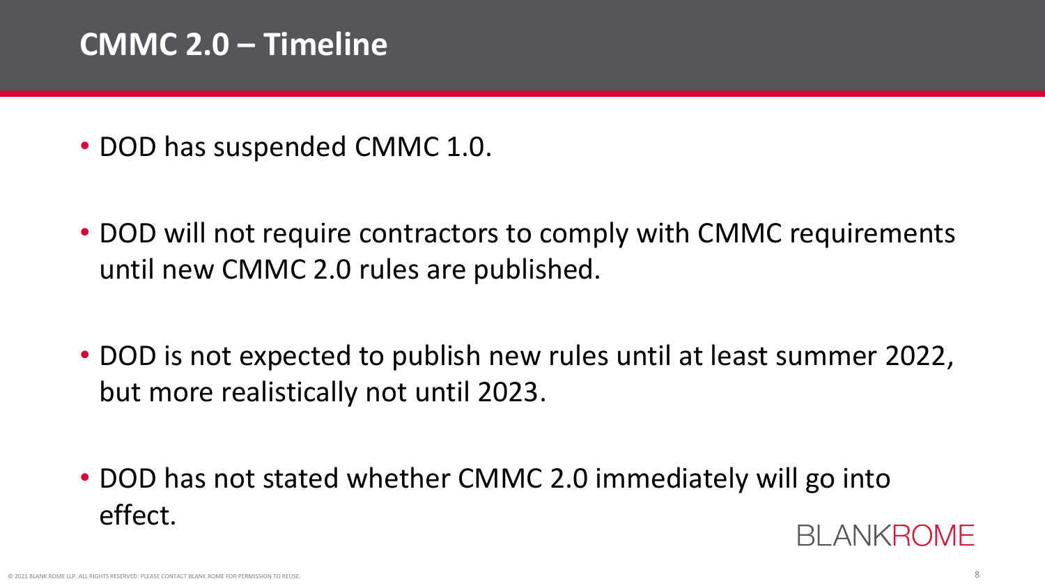# CMMC 2.0 – Timeline

- DOD has suspended CMMC 1.0.
- DOD will not require contractors to comply with CMMC requirements until new CMMC 2.0 rules are published.
- DOD is not expected to publish new rules until at least summer 2022, but more realistically not until 2023.
- DOD has not stated whether CMMC 2.0 immediately will go into effect.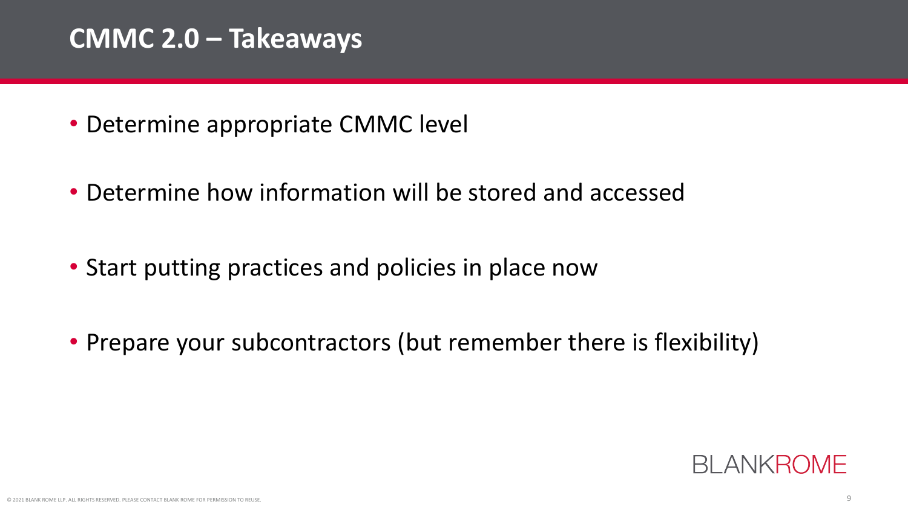# CMMC 2.0 – Takeaways

- Determine appropriate CMMC level
- Determine how information will be stored and accessed
- Start putting practices and policies in place now
- Prepare your subcontractors (but remember there is flexibility)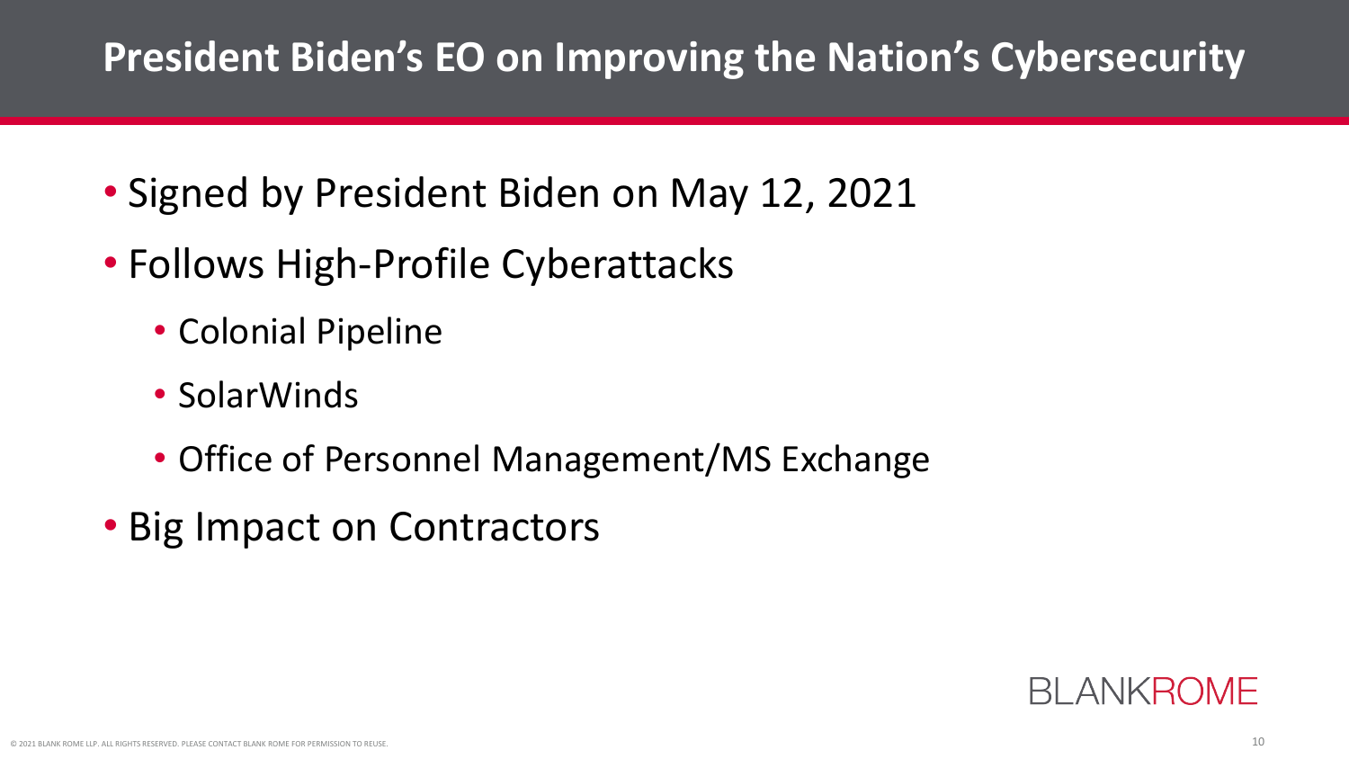# President Biden's EO on Improving the Nation's Cybersecurity

- Signed by President Biden on May 12, 2021
- Follows High-Profile Cyberattacks
  - Colonial Pipeline
  - SolarWinds
  - Office of Personnel Management/MS Exchange
- Big Impact on Contractors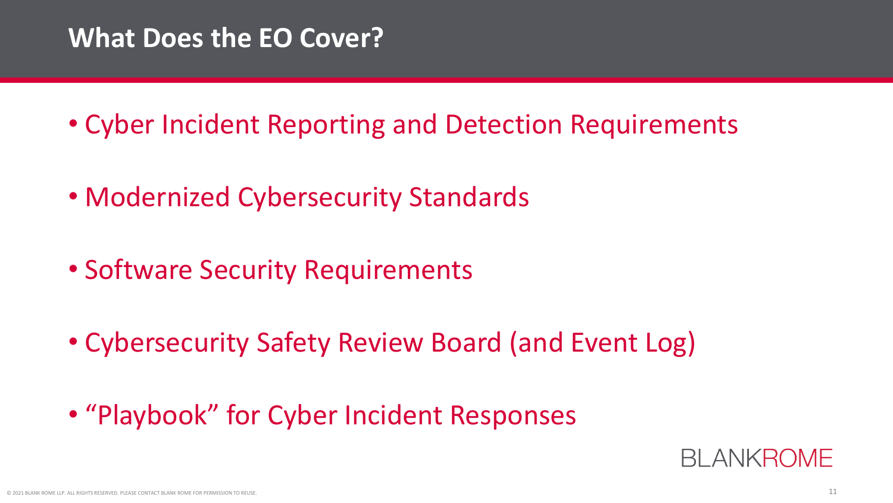## What Does the EO Cover?

- Cyber Incident Reporting and Detection Requirements
- Modernized Cybersecurity Standards
- Software Security Requirements
- Cybersecurity Safety Review Board (and Event Log)
- "Playbook" for Cyber Incident Responses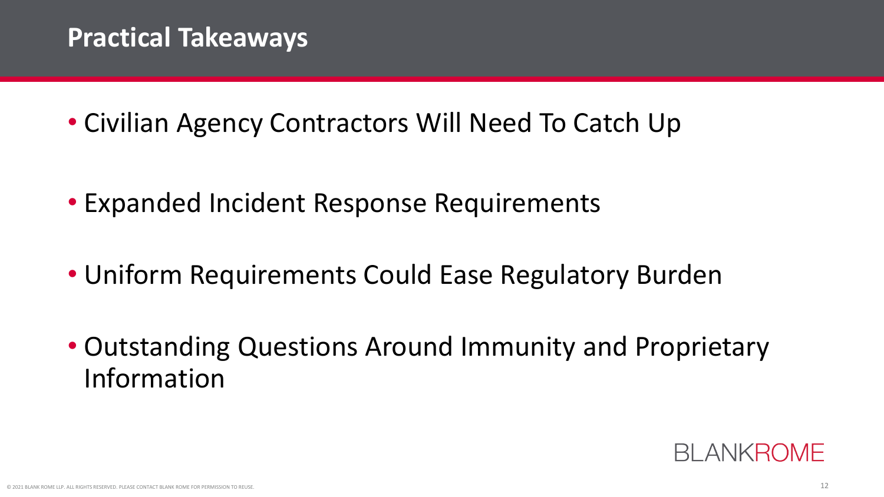# Practical Takeaways

- Civilian Agency Contractors Will Need To Catch Up
- Expanded Incident Response Requirements
- Uniform Requirements Could Ease Regulatory Burden
- Outstanding Questions Around Immunity and Proprietary Information